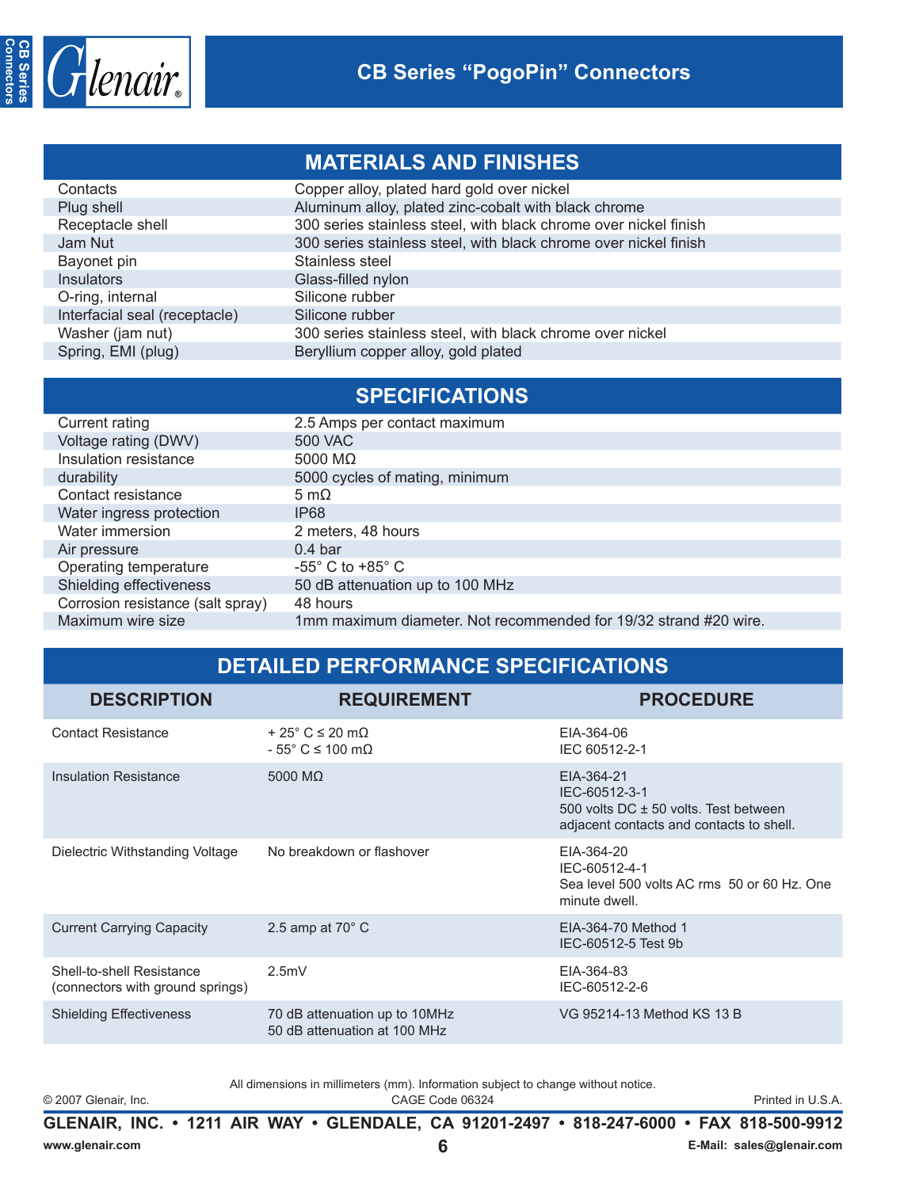# CB Series "PogoPin" Connectors

## MATERIALS AND FINISHES

| | |
|---|---|
| Contacts | Copper alloy, plated hard gold over nickel |
| Plug shell | Aluminum alloy, plated zinc-cobalt with black chrome |
| Receptacle shell | 300 series stainless steel, with black chrome over nickel finish |
| Jam Nut | 300 series stainless steel, with black chrome over nickel finish |
| Bayonet pin | Stainless steel |
| Insulators | Glass-filled nylon |
| O-ring, internal | Silicone rubber |
| Interfacial seal (receptacle) | Silicone rubber |
| Washer (jam nut) | 300 series stainless steel, with black chrome over nickel |
| Spring, EMI (plug) | Beryllium copper alloy, gold plated |

## SPECIFICATIONS

| | |
|---|---|
| Current rating | 2.5 Amps per contact maximum |
| Voltage rating (DWV) | 500 VAC |
| Insulation resistance | 5000 MΩ |
| durability | 5000 cycles of mating, minimum |
| Contact resistance | 5 mΩ |
| Water ingress protection | IP68 |
| Water immersion | 2 meters, 48 hours |
| Air pressure | 0.4 bar |
| Operating temperature | -55° C to +85° C |
| Shielding effectiveness | 50 dB attenuation up to 100 MHz |
| Corrosion resistance (salt spray) | 48 hours |
| Maximum wire size | 1mm maximum diameter. Not recommended for 19/32 strand #20 wire. |

## DETAILED PERFORMANCE SPECIFICATIONS

| DESCRIPTION | REQUIREMENT | PROCEDURE |
|---|---|---|
| Contact Resistance | + 25° C ≤ 20 mΩ<br>- 55° C ≤ 100 mΩ | EIA-364-06<br>IEC 60512-2-1 |
| Insulation Resistance | 5000 MΩ | EIA-364-21<br>IEC-60512-3-1<br>500 volts DC ± 50 volts. Test between adjacent contacts and contacts to shell. |
| Dielectric Withstanding Voltage | No breakdown or flashover | EIA-364-20<br>IEC-60512-4-1<br>Sea level 500 volts AC rms 50 or 60 Hz. One minute dwell. |
| Current Carrying Capacity | 2.5 amp at 70° C | EIA-364-70 Method 1<br>IEC-60512-5 Test 9b |
| Shell-to-shell Resistance (connectors with ground springs) | 2.5mV | EIA-364-83<br>IEC-60512-2-6 |
| Shielding Effectiveness | 70 dB attenuation up to 10MHz<br>50 dB attenuation at 100 MHz | VG 95214-13 Method KS 13 B |

All dimensions in millimeters (mm). Information subject to change without notice.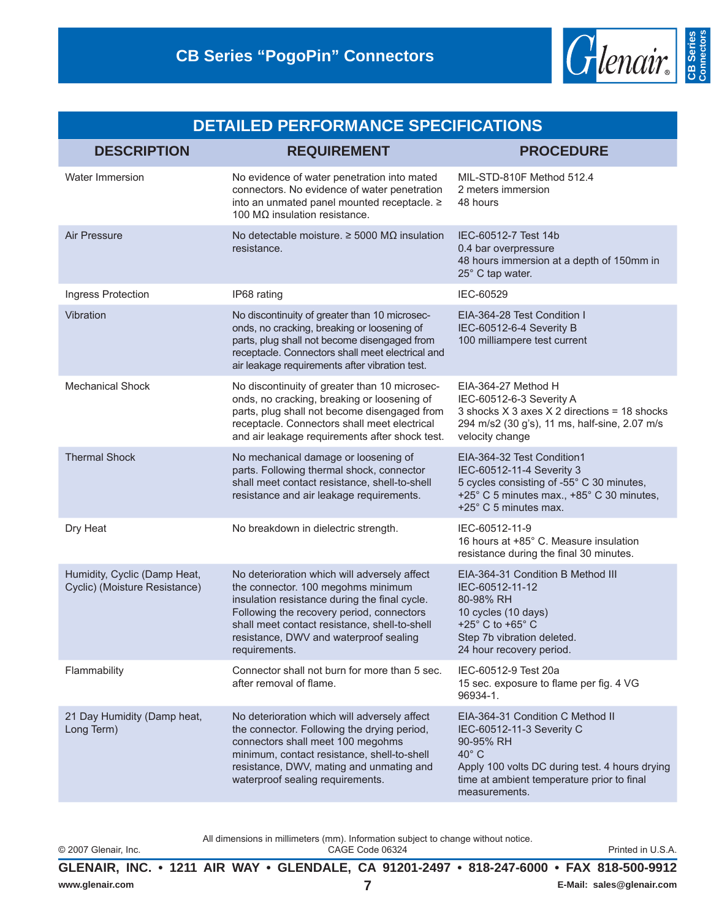## DETAILED PERFORMANCE SPECIFICATIONS

| DESCRIPTION | REQUIREMENT | PROCEDURE |
|---|---|---|
| Water Immersion | No evidence of water penetration into mated connectors. No evidence of water penetration into an unmated panel mounted receptacle. ≥ 100 MΩ insulation resistance. | MIL-STD-810F Method 512.4<br>2 meters immersion<br>48 hours |
| Air Pressure | No detectable moisture. ≥ 5000 MΩ insulation resistance. | IEC-60512-7 Test 14b<br>0.4 bar overpressure<br>48 hours immersion at a depth of 150mm in 25° C tap water. |
| Ingress Protection | IP68 rating | IEC-60529 |
| Vibration | No discontinuity of greater than 10 microseconds, no cracking, breaking or loosening of parts, plug shall not become disengaged from receptacle. Connectors shall meet electrical and air leakage requirements after vibration test. | EIA-364-28 Test Condition I<br>IEC-60512-6-4 Severity B<br>100 milliampere test current |
| Mechanical Shock | No discontinuity of greater than 10 microseconds, no cracking, breaking or loosening of parts, plug shall not become disengaged from receptacle. Connectors shall meet electrical and air leakage requirements after shock test. | EIA-364-27 Method H<br>IEC-60512-6-3 Severity A<br>3 shocks X 3 axes X 2 directions = 18 shocks<br>294 m/s2 (30 g's), 11 ms, half-sine, 2.07 m/s velocity change |
| Thermal Shock | No mechanical damage or loosening of parts. Following thermal shock, connector shall meet contact resistance, shell-to-shell resistance and air leakage requirements. | EIA-364-32 Test Condition1<br>IEC-60512-11-4 Severity 3<br>5 cycles consisting of -55° C 30 minutes, +25° C 5 minutes max., +85° C 30 minutes, +25° C 5 minutes max. |
| Dry Heat | No breakdown in dielectric strength. | IEC-60512-11-9<br>16 hours at +85° C. Measure insulation resistance during the final 30 minutes. |
| Humidity, Cyclic (Damp Heat, Cyclic) (Moisture Resistance) | No deterioration which will adversely affect the connector. 100 megohms minimum insulation resistance during the final cycle. Following the recovery period, connectors shall meet contact resistance, shell-to-shell resistance, DWV and waterproof sealing requirements. | EIA-364-31 Condition B Method III<br>IEC-60512-11-12<br>80-98% RH<br>10 cycles (10 days)<br>+25° C to +65° C<br>Step 7b vibration deleted.<br>24 hour recovery period. |
| Flammability | Connector shall not burn for more than 5 sec. after removal of flame. | IEC-60512-9 Test 20a<br>15 sec. exposure to flame per fig. 4 VG 96934-1. |
| 21 Day Humidity (Damp heat, Long Term) | No deterioration which will adversely affect the connector. Following the drying period, connectors shall meet 100 megohms minimum, contact resistance, shell-to-shell resistance, DWV, mating and unmating and waterproof sealing requirements. | EIA-364-31 Condition C Method II<br>IEC-60512-11-3 Severity C<br>90-95% RH<br>40° C<br>Apply 100 volts DC during test. 4 hours drying time at ambient temperature prior to final measurements. |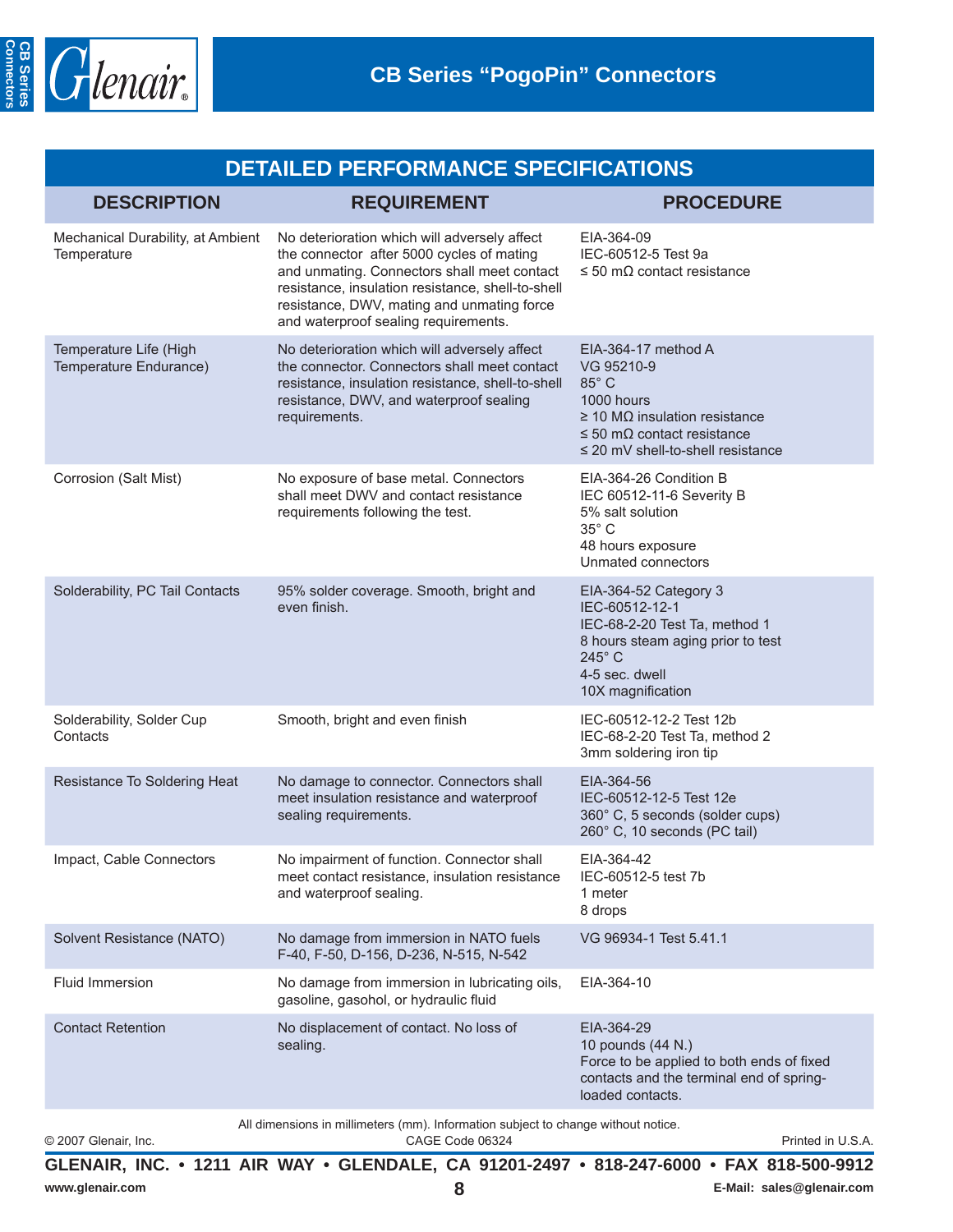## CB Series "PogoPin" Connectors

## DETAILED PERFORMANCE SPECIFICATIONS

| DESCRIPTION | REQUIREMENT | PROCEDURE |
|---|---|---|
| Mechanical Durability, at Ambient Temperature | No deterioration which will adversely affect the connector after 5000 cycles of mating and unmating. Connectors shall meet contact resistance, insulation resistance, shell-to-shell resistance, DWV, mating and unmating force and waterproof sealing requirements. | EIA-364-09<br>IEC-60512-5 Test 9a<br>≤ 50 mΩ contact resistance |
| Temperature Life (High Temperature Endurance) | No deterioration which will adversely affect the connector. Connectors shall meet contact resistance, insulation resistance, shell-to-shell resistance, DWV, and waterproof sealing requirements. | EIA-364-17 method A<br>VG 95210-9<br>85° C<br>1000 hours<br>≥ 10 MΩ insulation resistance<br>≤ 50 mΩ contact resistance<br>≤ 20 mV shell-to-shell resistance |
| Corrosion (Salt Mist) | No exposure of base metal. Connectors shall meet DWV and contact resistance requirements following the test. | EIA-364-26 Condition B<br>IEC 60512-11-6 Severity B<br>5% salt solution<br>35° C<br>48 hours exposure<br>Unmated connectors |
| Solderability, PC Tail Contacts | 95% solder coverage. Smooth, bright and even finish. | EIA-364-52 Category 3<br>IEC-60512-12-1<br>IEC-68-2-20 Test Ta, method 1<br>8 hours steam aging prior to test<br>245° C<br>4-5 sec. dwell<br>10X magnification |
| Solderability, Solder Cup Contacts | Smooth, bright and even finish | IEC-60512-12-2 Test 12b<br>IEC-68-2-20 Test Ta, method 2<br>3mm soldering iron tip |
| Resistance To Soldering Heat | No damage to connector. Connectors shall meet insulation resistance and waterproof sealing requirements. | EIA-364-56<br>IEC-60512-12-5 Test 12e<br>360° C, 5 seconds (solder cups)<br>260° C, 10 seconds (PC tail) |
| Impact, Cable Connectors | No impairment of function. Connector shall meet contact resistance, insulation resistance and waterproof sealing. | EIA-364-42<br>IEC-60512-5 test 7b<br>1 meter<br>8 drops |
| Solvent Resistance (NATO) | No damage from immersion in NATO fuels F-40, F-50, D-156, D-236, N-515, N-542 | VG 96934-1 Test 5.41.1 |
| Fluid Immersion | No damage from immersion in lubricating oils, gasoline, gasohol, or hydraulic fluid | EIA-364-10 |
| Contact Retention | No displacement of contact. No loss of sealing. | EIA-364-29<br>10 pounds (44 N.)<br>Force to be applied to both ends of fixed contacts and the terminal end of spring-loaded contacts. |

All dimensions in millimeters (mm). Information subject to change without notice.

© 2007 Glenair, Inc. CAGE Code 06324 Printed in U.S.A.

**GLENAIR, INC. • 1211 AIR WAY • GLENDALE, CA 91201-2497 • 818-247-6000 • FAX 818-500-9912**

www.glenair.com E-Mail: sales@glenair.com